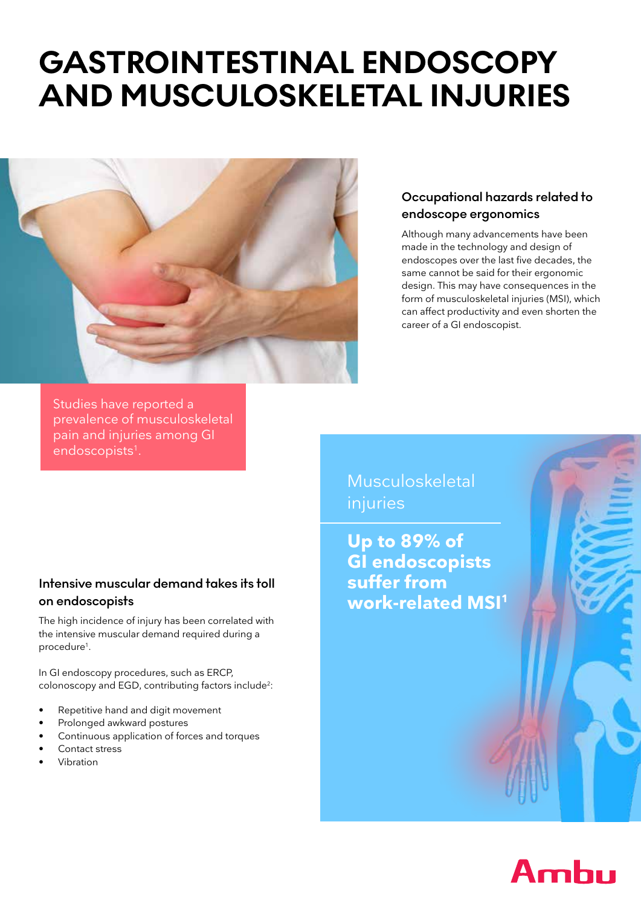# GASTROINTESTINAL ENDOSCOPY AND MUSCULOSKELETAL INJURIES

## Occupational hazards related to endoscope ergonomics

Although many advancements have been made in the technology and design of endoscopes over the last five decades, the same cannot be said for their ergonomic design. This may have consequences in the form of musculoskeletal injuries (MSI), which can affect productivity and even shorten the career of a GI endoscopist.

Studies have reported a prevalence of musculoskeletal pain and injuries among GI endoscopists[1].

## Intensive muscular demand takes its toll on endoscopists

The high incidence of injury has been correlated with the intensive muscular demand required during a procedure[1].

In GI endoscopy procedures, such as ERCP, colonoscopy and EGD, contributing factors include[2]:

- Repetitive hand and digit movement
- Prolonged awkward postures
- Continuous application of forces and torques
- Contact stress
- Vibration

Musculoskeletal injuries

**Up to 89% of GI endoscopists suffer from work-related MSI[1]**

Ambu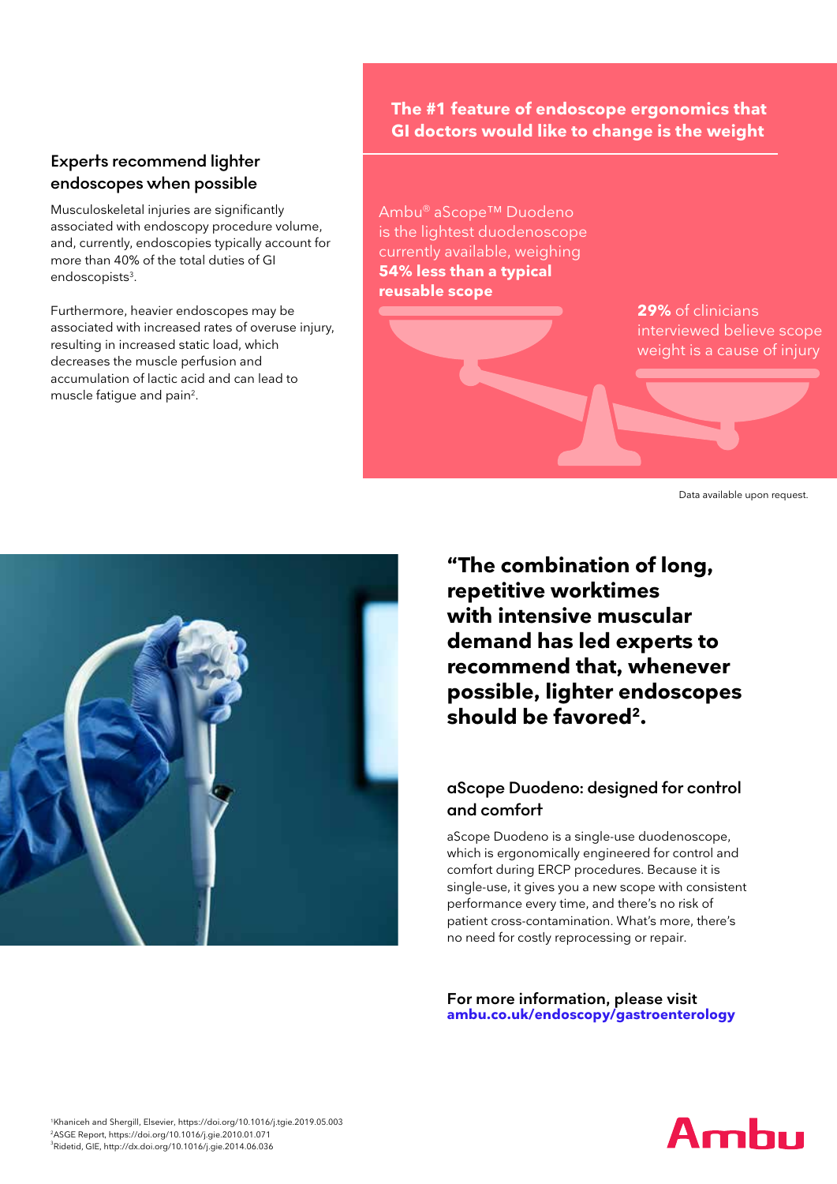## Experts recommend lighter endoscopes when possible

Musculoskeletal injuries are significantly associated with endoscopy procedure volume, and, currently, endoscopies typically account for more than 40% of the total duties of GI endoscopists[3].

Furthermore, heavier endoscopes may be associated with increased rates of overuse injury, resulting in increased static load, which decreases the muscle perfusion and accumulation of lactic acid and can lead to muscle fatigue and pain[2].

## The #1 feature of endoscope ergonomics that GI doctors would like to change is the weight

Ambu® aScope™ Duodeno is the lightest duodenoscope currently available, weighing **54% less than a typical reusable scope**

**29%** of clinicians interviewed believe scope weight is a cause of injury

Data available upon request.

**"The combination of long, repetitive worktimes with intensive muscular demand has led experts to recommend that, whenever possible, lighter endoscopes should be favored[2].**

### aScope Duodeno: designed for control and comfort

aScope Duodeno is a single-use duodenoscope, which is ergonomically engineered for control and comfort during ERCP procedures. Because it is single-use, it gives you a new scope with consistent performance every time, and there's no risk of patient cross-contamination. What's more, there's no need for costly reprocessing or repair.

**For more information, please visit**
**ambu.co.uk/endoscopy/gastroenterology**

[1]Khaniceh and Shergill, Elsevier, https://doi.org/10.1016/j.tgie.2019.05.003
[2]ASGE Report, https://doi.org/10.1016/j.gie.2010.01.071
[3]Ridetid, GIE, http://dx.doi.org/10.1016/j.gie.2014.06.036

Ambu